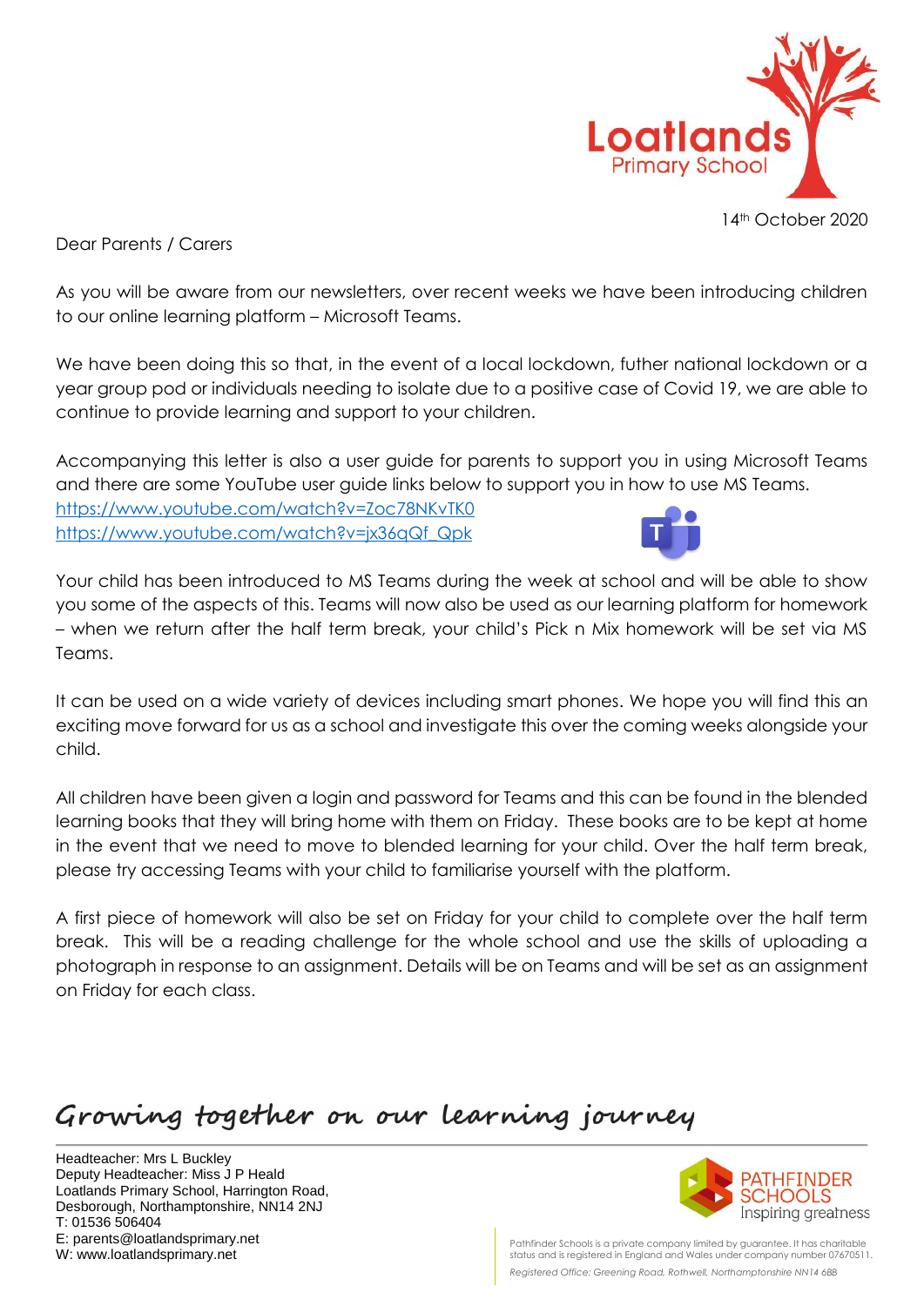Loatlands Primary School

14th October 2020

Dear Parents / Carers

As you will be aware from our newsletters, over recent weeks we have been introducing children to our online learning platform – Microsoft Teams.

We have been doing this so that, in the event of a local lockdown, futher national lockdown or a year group pod or individuals needing to isolate due to a positive case of Covid 19, we are able to continue to provide learning and support to your children.

Accompanying this letter is also a user guide for parents to support you in using Microsoft Teams and there are some YouTube user guide links below to support you in how to use MS Teams.
https://www.youtube.com/watch?v=Zoc78NKvTK0
https://www.youtube.com/watch?v=jx36qQf_Qpk

Your child has been introduced to MS Teams during the week at school and will be able to show you some of the aspects of this. Teams will now also be used as our learning platform for homework – when we return after the half term break, your child's Pick n Mix homework will be set via MS Teams.

It can be used on a wide variety of devices including smart phones. We hope you will find this an exciting move forward for us as a school and investigate this over the coming weeks alongside your child.

All children have been given a login and password for Teams and this can be found in the blended learning books that they will bring home with them on Friday. These books are to be kept at home in the event that we need to move to blended learning for your child. Over the half term break, please try accessing Teams with your child to familiarise yourself with the platform.

A first piece of homework will also be set on Friday for your child to complete over the half term break. This will be a reading challenge for the whole school and use the skills of uploading a photograph in response to an assignment. Details will be on Teams and will be set as an assignment on Friday for each class.

*Growing together on our learning journey*

Headteacher: Mrs L Buckley
Deputy Headteacher: Miss J P Heald
Loatlands Primary School, Harrington Road,
Desborough, Northamptonshire, NN14 2NJ
T: 01536 506404
E: parents@loatlandsprimary.net
W: www.loatlandsprimary.net

PATHFINDER SCHOOLS
Inspiring greatness

Pathfinder Schools is a private company limited by guarantee. It has charitable status and is registered in England and Wales under company number 07670511.

*Registered Office: Greening Road, Rothwell, Northamptonshire NN14 6BB*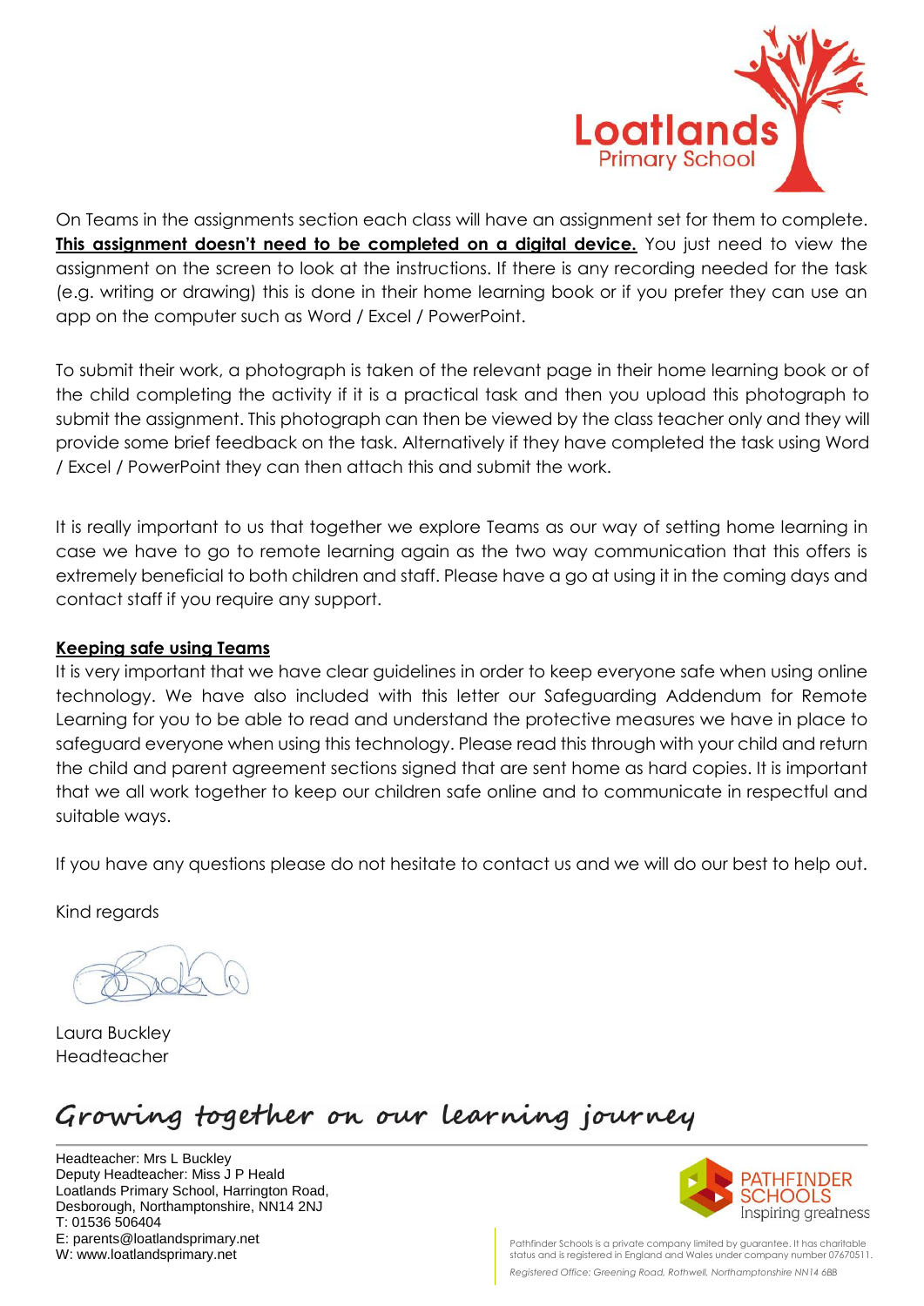On Teams in the assignments section each class will have an assignment set for them to complete. **This assignment doesn't need to be completed on a digital device.** You just need to view the assignment on the screen to look at the instructions. If there is any recording needed for the task (e.g. writing or drawing) this is done in their home learning book or if you prefer they can use an app on the computer such as Word / Excel / PowerPoint.

To submit their work, a photograph is taken of the relevant page in their home learning book or of the child completing the activity if it is a practical task and then you upload this photograph to submit the assignment. This photograph can then be viewed by the class teacher only and they will provide some brief feedback on the task. Alternatively if they have completed the task using Word / Excel / PowerPoint they can then attach this and submit the work.

It is really important to us that together we explore Teams as our way of setting home learning in case we have to go to remote learning again as the two way communication that this offers is extremely beneficial to both children and staff. Please have a go at using it in the coming days and contact staff if you require any support.

**Keeping safe using Teams**

It is very important that we have clear guidelines in order to keep everyone safe when using online technology. We have also included with this letter our Safeguarding Addendum for Remote Learning for you to be able to read and understand the protective measures we have in place to safeguard everyone when using this technology. Please read this through with your child and return the child and parent agreement sections signed that are sent home as hard copies. It is important that we all work together to keep our children safe online and to communicate in respectful and suitable ways.

If you have any questions please do not hesitate to contact us and we will do our best to help out.

Kind regards

Laura Buckley
Headteacher

*Growing together on our learning journey*

Headteacher: Mrs L Buckley
Deputy Headteacher: Miss J P Heald
Loatlands Primary School, Harrington Road, Desborough, Northamptonshire, NN14 2NJ
T: 01536 506404
E: parents@loatlandsprimary.net
W: www.loatlandsprimary.net

PATHFINDER SCHOOLS
Inspiring greatness

Pathfinder Schools is a private company limited by guarantee. It has charitable status and is registered in England and Wales under company number 07670511.

*Registered Office: Greening Road, Rothwell, Northamptonshire NN14 6BB*